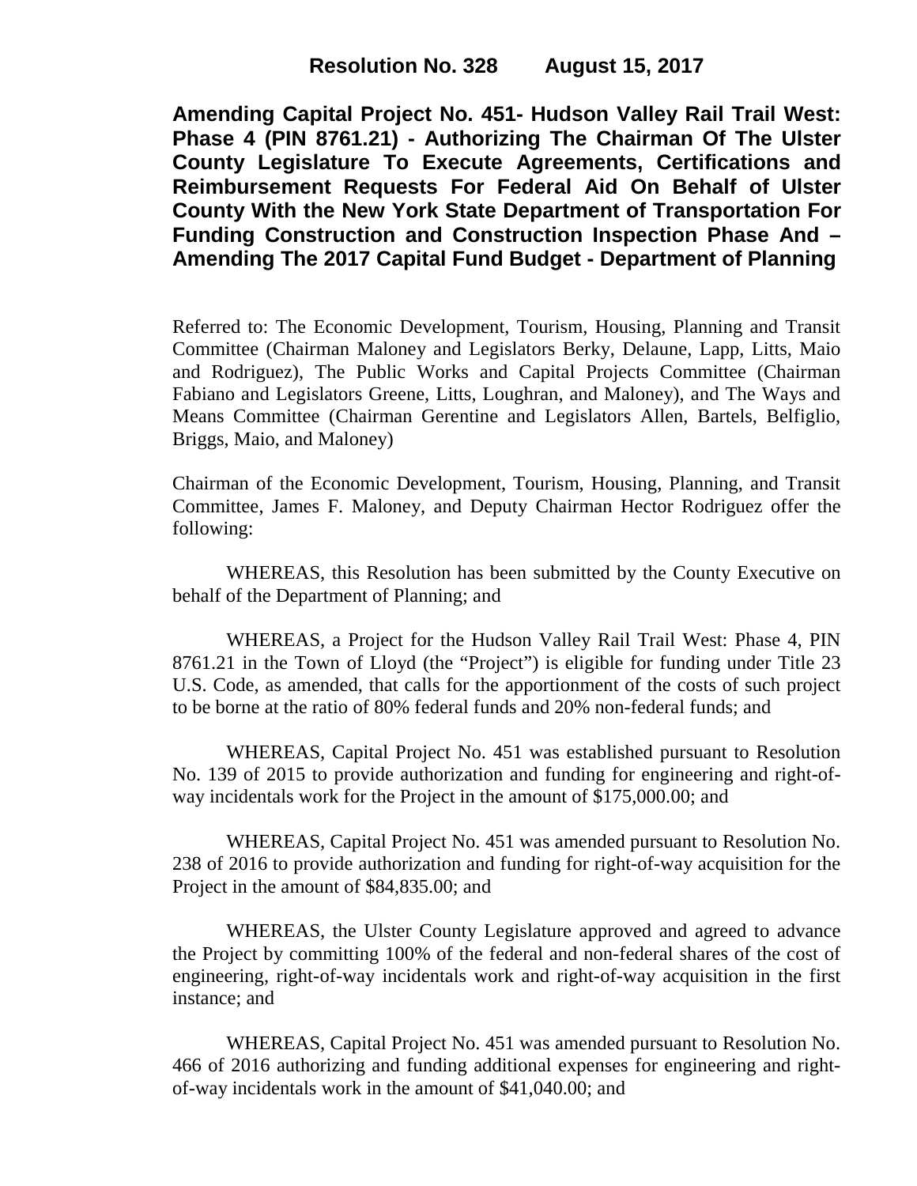**Resolution No. 328 August 15, 2017**

# Amending Capital Project No. 451- Hudson Valley Rail Trail West: Phase 4 (PIN 8761.21) - Authorizing The Chairman Of The Ulster County Legislature To Execute Agreements, Certifications and Reimbursement Requests For Federal Aid On Behalf of Ulster County With the New York State Department of Transportation For Funding Construction and Construction Inspection Phase And – Amending The 2017 Capital Fund Budget - Department of Planning

Referred to: The Economic Development, Tourism, Housing, Planning and Transit Committee (Chairman Maloney and Legislators Berky, Delaune, Lapp, Litts, Maio and Rodriguez), The Public Works and Capital Projects Committee (Chairman Fabiano and Legislators Greene, Litts, Loughran, and Maloney), and The Ways and Means Committee (Chairman Gerentine and Legislators Allen, Bartels, Belfiglio, Briggs, Maio, and Maloney)

Chairman of the Economic Development, Tourism, Housing, Planning, and Transit Committee, James F. Maloney, and Deputy Chairman Hector Rodriguez offer the following:

WHEREAS, this Resolution has been submitted by the County Executive on behalf of the Department of Planning; and

WHEREAS, a Project for the Hudson Valley Rail Trail West: Phase 4, PIN 8761.21 in the Town of Lloyd (the "Project") is eligible for funding under Title 23 U.S. Code, as amended, that calls for the apportionment of the costs of such project to be borne at the ratio of 80% federal funds and 20% non-federal funds; and

WHEREAS, Capital Project No. 451 was established pursuant to Resolution No. 139 of 2015 to provide authorization and funding for engineering and right-of-way incidentals work for the Project in the amount of $175,000.00; and

WHEREAS, Capital Project No. 451 was amended pursuant to Resolution No. 238 of 2016 to provide authorization and funding for right-of-way acquisition for the Project in the amount of $84,835.00; and

WHEREAS, the Ulster County Legislature approved and agreed to advance the Project by committing 100% of the federal and non-federal shares of the cost of engineering, right-of-way incidentals work and right-of-way acquisition in the first instance; and

WHEREAS, Capital Project No. 451 was amended pursuant to Resolution No. 466 of 2016 authorizing and funding additional expenses for engineering and right-of-way incidentals work in the amount of $41,040.00; and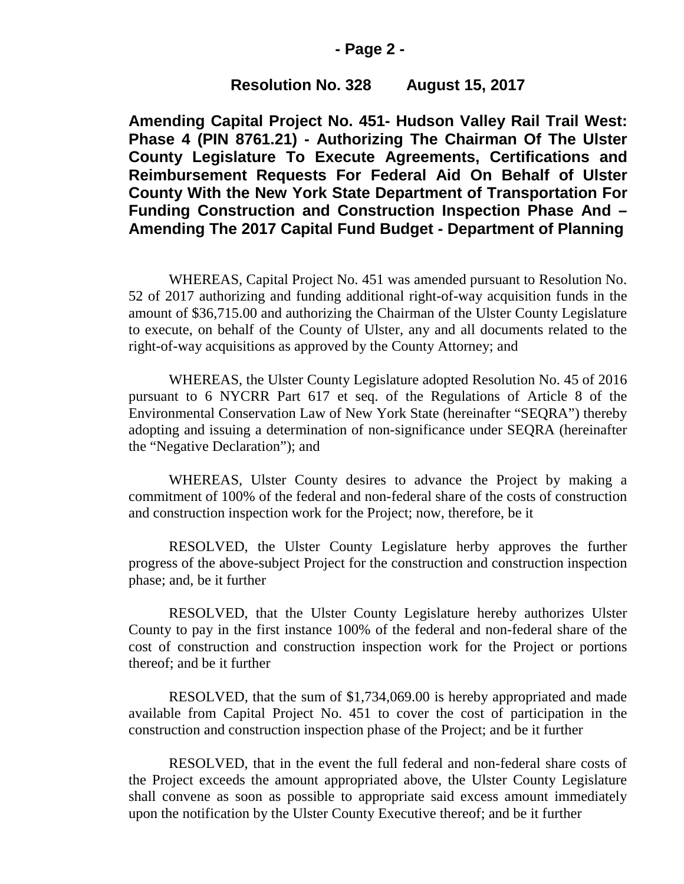**Resolution No. 328 August 15, 2017**

**Amending Capital Project No. 451- Hudson Valley Rail Trail West: Phase 4 (PIN 8761.21) - Authorizing The Chairman Of The Ulster County Legislature To Execute Agreements, Certifications and Reimbursement Requests For Federal Aid On Behalf of Ulster County With the New York State Department of Transportation For Funding Construction and Construction Inspection Phase And – Amending The 2017 Capital Fund Budget - Department of Planning**

WHEREAS, Capital Project No. 451 was amended pursuant to Resolution No. 52 of 2017 authorizing and funding additional right-of-way acquisition funds in the amount of $36,715.00 and authorizing the Chairman of the Ulster County Legislature to execute, on behalf of the County of Ulster, any and all documents related to the right-of-way acquisitions as approved by the County Attorney; and

WHEREAS, the Ulster County Legislature adopted Resolution No. 45 of 2016 pursuant to 6 NYCRR Part 617 et seq. of the Regulations of Article 8 of the Environmental Conservation Law of New York State (hereinafter "SEQRA") thereby adopting and issuing a determination of non-significance under SEQRA (hereinafter the "Negative Declaration"); and

WHEREAS, Ulster County desires to advance the Project by making a commitment of 100% of the federal and non-federal share of the costs of construction and construction inspection work for the Project; now, therefore, be it

RESOLVED, the Ulster County Legislature herby approves the further progress of the above-subject Project for the construction and construction inspection phase; and, be it further

RESOLVED, that the Ulster County Legislature hereby authorizes Ulster County to pay in the first instance 100% of the federal and non-federal share of the cost of construction and construction inspection work for the Project or portions thereof; and be it further

RESOLVED, that the sum of $1,734,069.00 is hereby appropriated and made available from Capital Project No. 451 to cover the cost of participation in the construction and construction inspection phase of the Project; and be it further

RESOLVED, that in the event the full federal and non-federal share costs of the Project exceeds the amount appropriated above, the Ulster County Legislature shall convene as soon as possible to appropriate said excess amount immediately upon the notification by the Ulster County Executive thereof; and be it further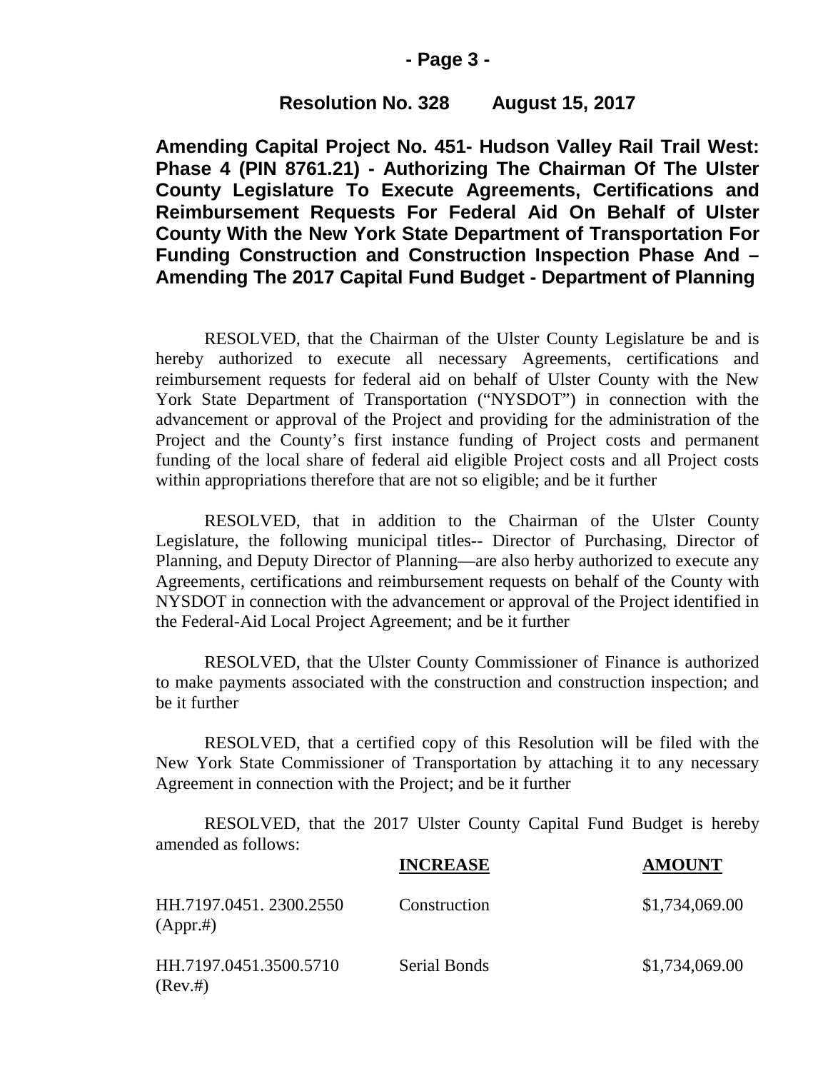**Resolution No. 328 August 15, 2017**

**Amending Capital Project No. 451- Hudson Valley Rail Trail West: Phase 4 (PIN 8761.21) - Authorizing The Chairman Of The Ulster County Legislature To Execute Agreements, Certifications and Reimbursement Requests For Federal Aid On Behalf of Ulster County With the New York State Department of Transportation For Funding Construction and Construction Inspection Phase And – Amending The 2017 Capital Fund Budget - Department of Planning**

RESOLVED, that the Chairman of the Ulster County Legislature be and is hereby authorized to execute all necessary Agreements, certifications and reimbursement requests for federal aid on behalf of Ulster County with the New York State Department of Transportation ("NYSDOT") in connection with the advancement or approval of the Project and providing for the administration of the Project and the County's first instance funding of Project costs and permanent funding of the local share of federal aid eligible Project costs and all Project costs within appropriations therefore that are not so eligible; and be it further

RESOLVED, that in addition to the Chairman of the Ulster County Legislature, the following municipal titles-- Director of Purchasing, Director of Planning, and Deputy Director of Planning—are also herby authorized to execute any Agreements, certifications and reimbursement requests on behalf of the County with NYSDOT in connection with the advancement or approval of the Project identified in the Federal-Aid Local Project Agreement; and be it further

RESOLVED, that the Ulster County Commissioner of Finance is authorized to make payments associated with the construction and construction inspection; and be it further

RESOLVED, that a certified copy of this Resolution will be filed with the New York State Commissioner of Transportation by attaching it to any necessary Agreement in connection with the Project; and be it further

RESOLVED, that the 2017 Ulster County Capital Fund Budget is hereby amended as follows:

| | INCREASE | AMOUNT |
|---|---|---|
| HH.7197.0451. 2300.2550 (Appr.#) | Construction | $1,734,069.00 |
| HH.7197.0451.3500.5710 (Rev.#) | Serial Bonds | $1,734,069.00 |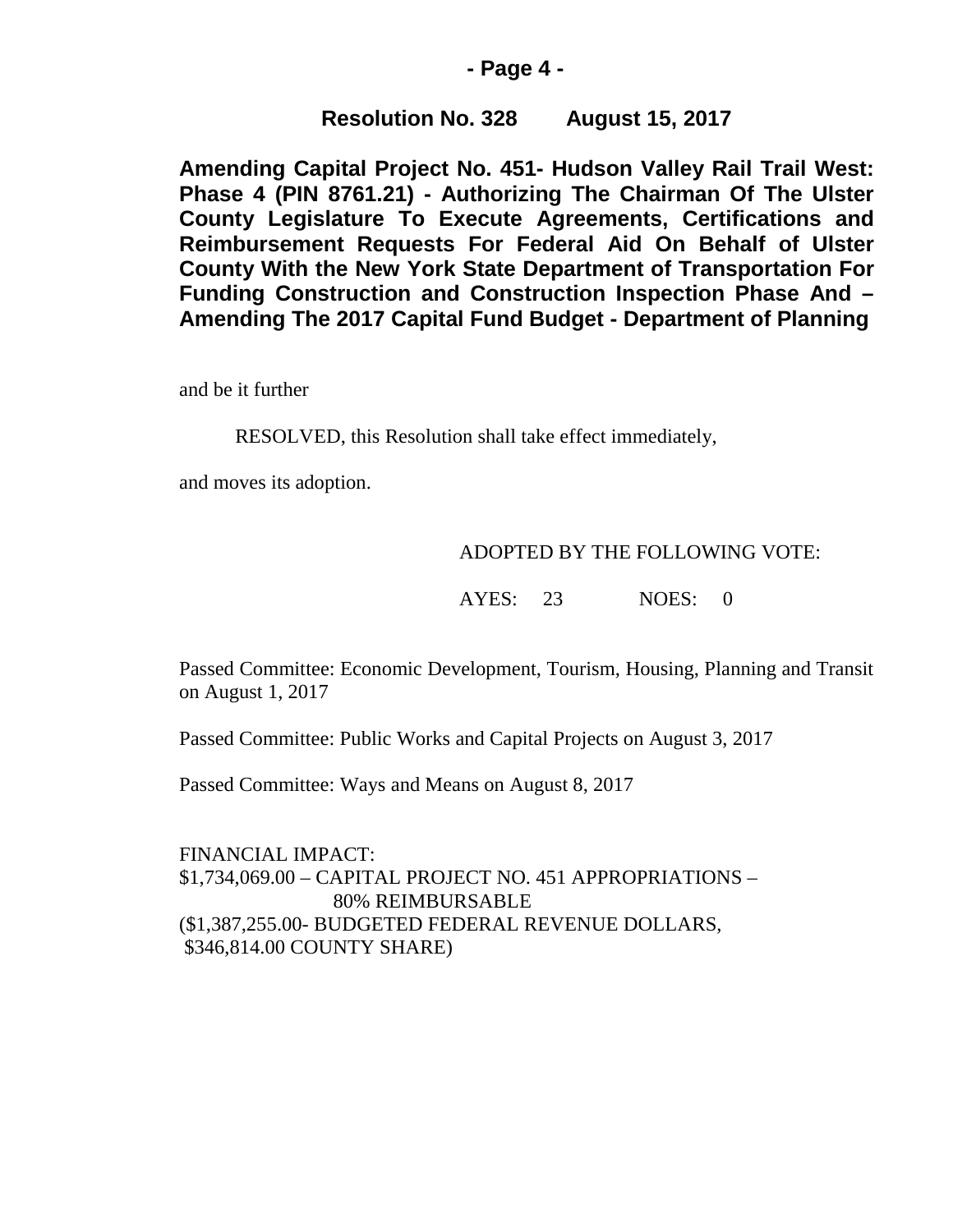**Resolution No. 328 August 15, 2017**

**Amending Capital Project No. 451- Hudson Valley Rail Trail West: Phase 4 (PIN 8761.21) - Authorizing The Chairman Of The Ulster County Legislature To Execute Agreements, Certifications and Reimbursement Requests For Federal Aid On Behalf of Ulster County With the New York State Department of Transportation For Funding Construction and Construction Inspection Phase And – Amending The 2017 Capital Fund Budget - Department of Planning**

and be it further

RESOLVED, this Resolution shall take effect immediately,

and moves its adoption.

ADOPTED BY THE FOLLOWING VOTE:

AYES: 23 NOES: 0

Passed Committee: Economic Development, Tourism, Housing, Planning and Transit on August 1, 2017

Passed Committee: Public Works and Capital Projects on August 3, 2017

Passed Committee: Ways and Means on August 8, 2017

FINANCIAL IMPACT:
$1,734,069.00 – CAPITAL PROJECT NO. 451 APPROPRIATIONS – 80% REIMBURSABLE
($1,387,255.00- BUDGETED FEDERAL REVENUE DOLLARS, $346,814.00 COUNTY SHARE)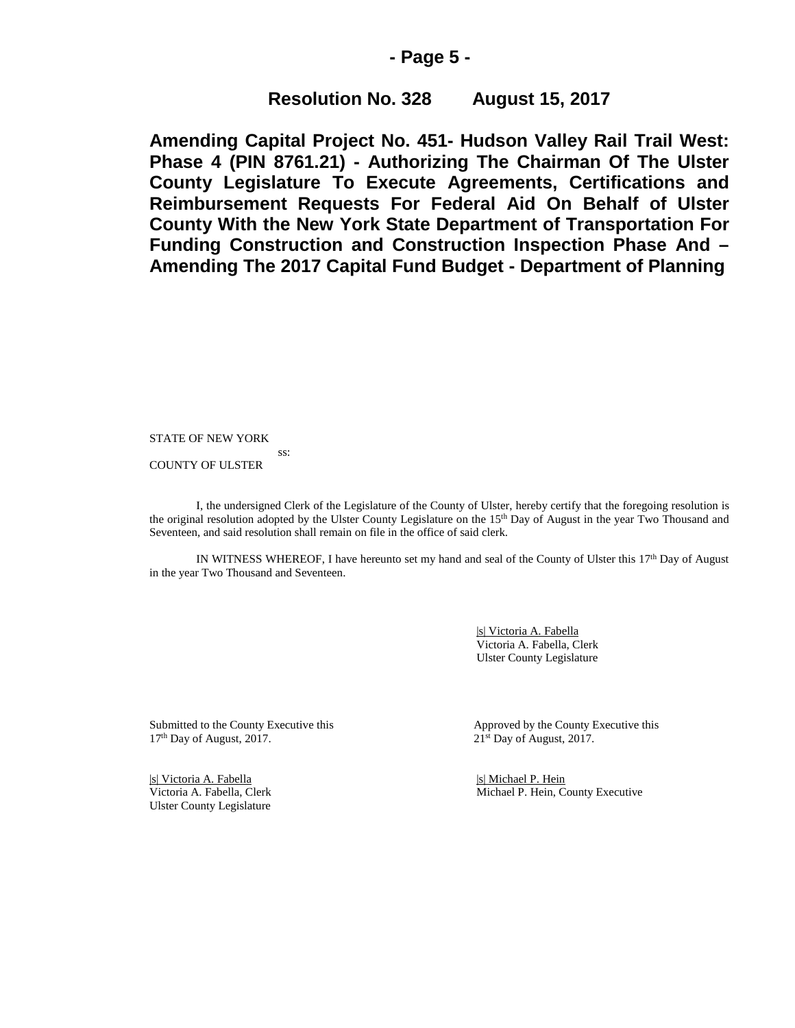**Resolution No. 328 August 15, 2017**

**Amending Capital Project No. 451- Hudson Valley Rail Trail West: Phase 4 (PIN 8761.21) - Authorizing The Chairman Of The Ulster County Legislature To Execute Agreements, Certifications and Reimbursement Requests For Federal Aid On Behalf of Ulster County With the New York State Department of Transportation For Funding Construction and Construction Inspection Phase And – Amending The 2017 Capital Fund Budget - Department of Planning**

STATE OF NEW YORK
ss:
COUNTY OF ULSTER

I, the undersigned Clerk of the Legislature of the County of Ulster, hereby certify that the foregoing resolution is the original resolution adopted by the Ulster County Legislature on the 15th Day of August in the year Two Thousand and Seventeen, and said resolution shall remain on file in the office of said clerk.

IN WITNESS WHEREOF, I have hereunto set my hand and seal of the County of Ulster this 17th Day of August in the year Two Thousand and Seventeen.

|s| Victoria A. Fabella
Victoria A. Fabella, Clerk
Ulster County Legislature

Submitted to the County Executive this 17th Day of August, 2017.

|s| Victoria A. Fabella
Victoria A. Fabella, Clerk
Ulster County Legislature

Approved by the County Executive this 21st Day of August, 2017.

|s| Michael P. Hein
Michael P. Hein, County Executive